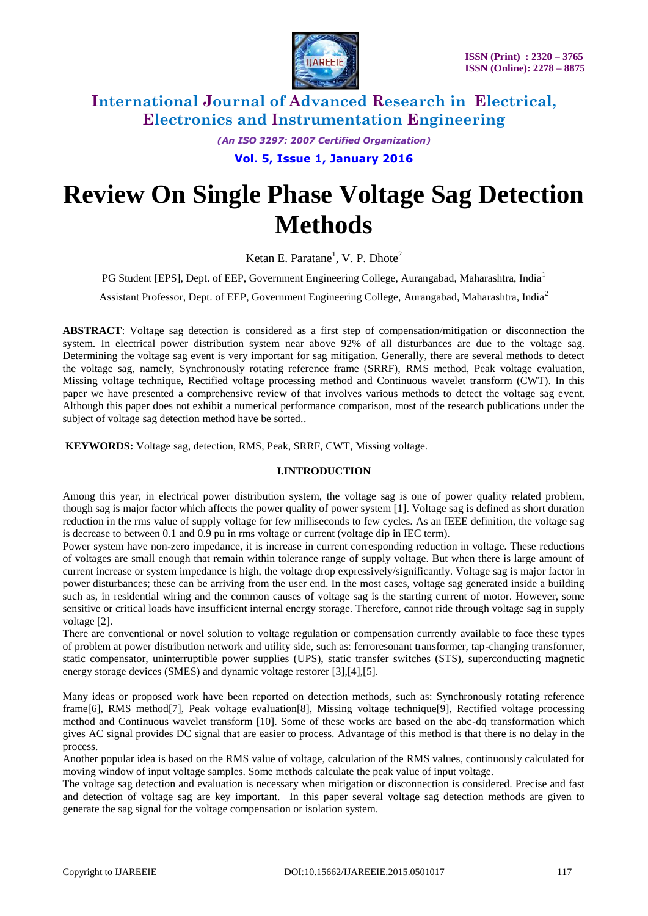# Review On Single Phase Voltage Sag Detection Methods

Ketan E. Paratane[1], V. P. Dhote[2]

PG Student [EPS], Dept. of EEP, Government Engineering College, Aurangabad, Maharashtra, India[1]

Assistant Professor, Dept. of EEP, Government Engineering College, Aurangabad, Maharashtra, India[2]

**ABSTRACT**: Voltage sag detection is considered as a first step of compensation/mitigation or disconnection the system. In electrical power distribution system near above 92% of all disturbances are due to the voltage sag. Determining the voltage sag event is very important for sag mitigation. Generally, there are several methods to detect the voltage sag, namely, Synchronously rotating reference frame (SRRF), RMS method, Peak voltage evaluation, Missing voltage technique, Rectified voltage processing method and Continuous wavelet transform (CWT). In this paper we have presented a comprehensive review of that involves various methods to detect the voltage sag event. Although this paper does not exhibit a numerical performance comparison, most of the research publications under the subject of voltage sag detection method have be sorted..

**KEYWORDS:** Voltage sag, detection, RMS, Peak, SRRF, CWT, Missing voltage.

## I.INTRODUCTION

Among this year, in electrical power distribution system, the voltage sag is one of power quality related problem, though sag is major factor which affects the power quality of power system [1]. Voltage sag is defined as short duration reduction in the rms value of supply voltage for few milliseconds to few cycles. As an IEEE definition, the voltage sag is decrease to between 0.1 and 0.9 pu in rms voltage or current (voltage dip in IEC term).

Power system have non-zero impedance, it is increase in current corresponding reduction in voltage. These reductions of voltages are small enough that remain within tolerance range of supply voltage. But when there is large amount of current increase or system impedance is high, the voltage drop expressively/significantly. Voltage sag is major factor in power disturbances; these can be arriving from the user end. In the most cases, voltage sag generated inside a building such as, in residential wiring and the common causes of voltage sag is the starting current of motor. However, some sensitive or critical loads have insufficient internal energy storage. Therefore, cannot ride through voltage sag in supply voltage [2].

There are conventional or novel solution to voltage regulation or compensation currently available to face these types of problem at power distribution network and utility side, such as: ferroresonant transformer, tap-changing transformer, static compensator, uninterruptible power supplies (UPS), static transfer switches (STS), superconducting magnetic energy storage devices (SMES) and dynamic voltage restorer [3],[4],[5].

Many ideas or proposed work have been reported on detection methods, such as: Synchronously rotating reference frame[6], RMS method[7], Peak voltage evaluation[8], Missing voltage technique[9], Rectified voltage processing method and Continuous wavelet transform [10]. Some of these works are based on the abc-dq transformation which gives AC signal provides DC signal that are easier to process. Advantage of this method is that there is no delay in the process.

Another popular idea is based on the RMS value of voltage, calculation of the RMS values, continuously calculated for moving window of input voltage samples. Some methods calculate the peak value of input voltage.

The voltage sag detection and evaluation is necessary when mitigation or disconnection is considered. Precise and fast and detection of voltage sag are key important. In this paper several voltage sag detection methods are given to generate the sag signal for the voltage compensation or isolation system.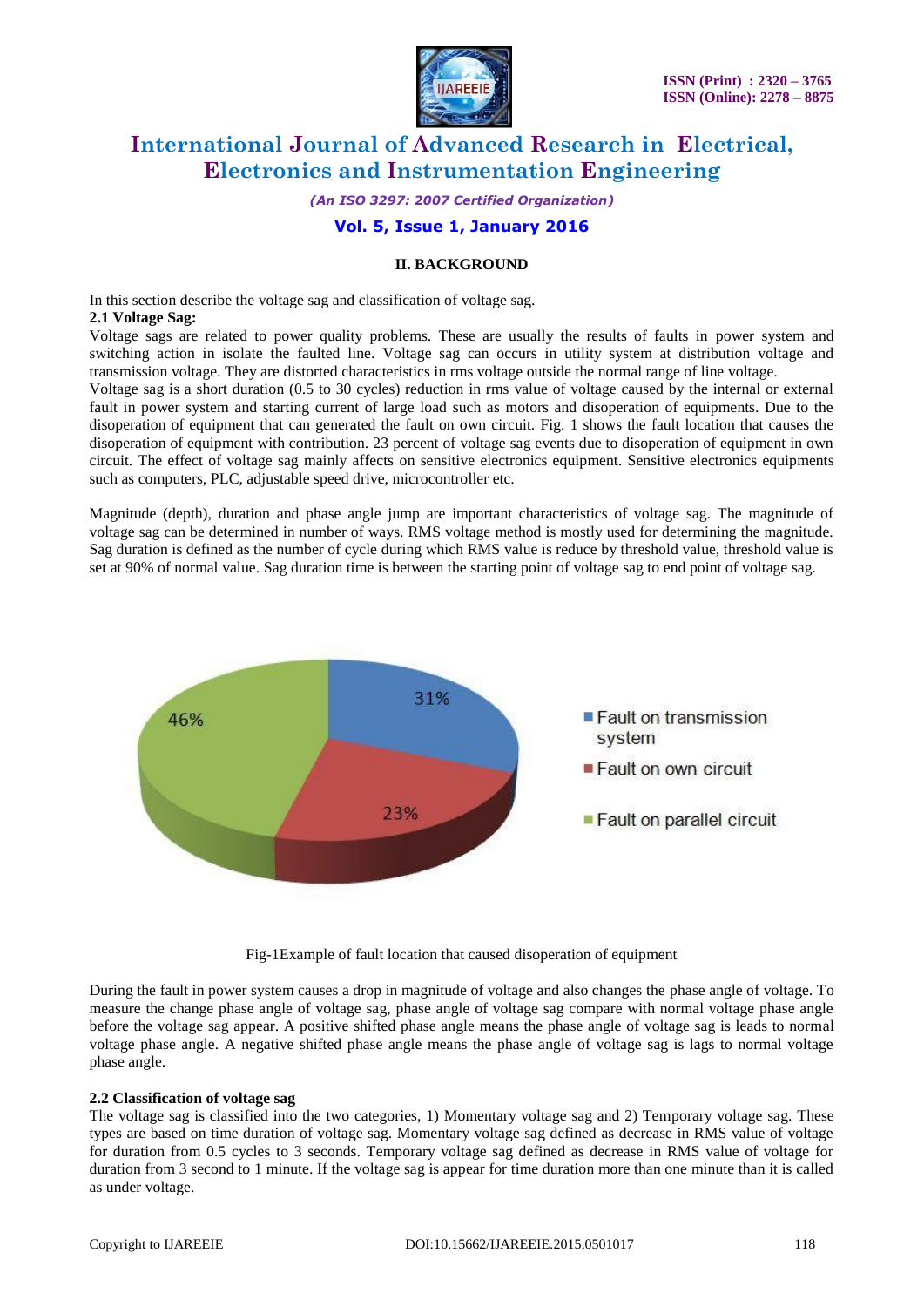## II. BACKGROUND

In this section describe the voltage sag and classification of voltage sag.

**2.1 Voltage Sag:**

Voltage sags are related to power quality problems. These are usually the results of faults in power system and switching action in isolate the faulted line. Voltage sag can occurs in utility system at distribution voltage and transmission voltage. They are distorted characteristics in rms voltage outside the normal range of line voltage.

Voltage sag is a short duration (0.5 to 30 cycles) reduction in rms value of voltage caused by the internal or external fault in power system and starting current of large load such as motors and disoperation of equipments. Due to the disoperation of equipment that can generated the fault on own circuit. Fig. 1 shows the fault location that causes the disoperation of equipment with contribution. 23 percent of voltage sag events due to disoperation of equipment in own circuit. The effect of voltage sag mainly affects on sensitive electronics equipment. Sensitive electronics equipments such as computers, PLC, adjustable speed drive, microcontroller etc.

Magnitude (depth), duration and phase angle jump are important characteristics of voltage sag. The magnitude of voltage sag can be determined in number of ways. RMS voltage method is mostly used for determining the magnitude. Sag duration is defined as the number of cycle during which RMS value is reduce by threshold value, threshold value is set at 90% of normal value. Sag duration time is between the starting point of voltage sag to end point of voltage sag.

Fig-1Example of fault location that caused disoperation of equipment

During the fault in power system causes a drop in magnitude of voltage and also changes the phase angle of voltage. To measure the change phase angle of voltage sag, phase angle of voltage sag compare with normal voltage phase angle before the voltage sag appear. A positive shifted phase angle means the phase angle of voltage sag is leads to normal voltage phase angle. A negative shifted phase angle means the phase angle of voltage sag is lags to normal voltage phase angle.

**2.2 Classification of voltage sag**

The voltage sag is classified into the two categories, 1) Momentary voltage sag and 2) Temporary voltage sag. These types are based on time duration of voltage sag. Momentary voltage sag defined as decrease in RMS value of voltage for duration from 0.5 cycles to 3 seconds. Temporary voltage sag defined as decrease in RMS value of voltage for duration from 3 second to 1 minute. If the voltage sag is appear for time duration more than one minute than it is called as under voltage.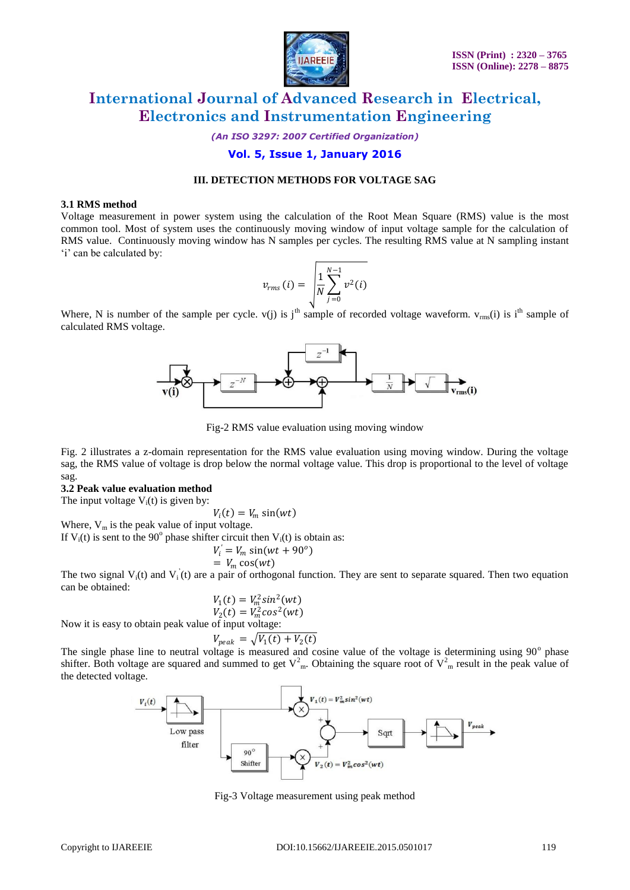## III. DETECTION METHODS FOR VOLTAGE SAG

### 3.1 RMS method

Voltage measurement in power system using the calculation of the Root Mean Square (RMS) value is the most common tool. Most of system uses the continuously moving window of input voltage sample for the calculation of RMS value. Continuously moving window has N samples per cycles. The resulting RMS value at N sampling instant 'i' can be calculated by:

$$v_{rms}(i) = \sqrt{\frac{1}{N}\sum_{j=0}^{N-1} v^2(i)}$$

Where, N is number of the sample per cycle. v(j) is $j^{th}$ sample of recorded voltage waveform. $v_{rms}(i)$ is $i^{th}$ sample of calculated RMS voltage.

Fig-2 RMS value evaluation using moving window

Fig. 2 illustrates a z-domain representation for the RMS value evaluation using moving window. During the voltage sag, the RMS value of voltage is drop below the normal voltage value. This drop is proportional to the level of voltage sag.

### 3.2 Peak value evaluation method

The input voltage $V_i(t)$ is given by:

$$V_i(t) = V_m \sin(wt)$$

Where, $V_m$ is the peak value of input voltage.

If $V_i(t)$ is sent to the $90^o$ phase shifter circuit then $V_i(t)$ is obtain as:

$$V_i^{'} = V_m \sin(wt + 90^o)$$
$$= V_m \cos(wt)$$

The two signal $V_i(t)$ and $V_i^{'}(t)$ are a pair of orthogonal function. They are sent to separate squared. Then two equation can be obtained:

$$V_1(t) = V_m^2 sin^2(wt)$$
$$V_2(t) = V_m^2 cos^2(wt)$$

Now it is easy to obtain peak value of input voltage:

$$V_{peak} = \sqrt{V_1(t) + V_2(t)}$$

The single phase line to neutral voltage is measured and cosine value of the voltage is determining using $90^o$ phase shifter. Both voltage are squared and summed to get $V^2_m$. Obtaining the square root of $V^2_m$ result in the peak value of the detected voltage.

Fig-3 Voltage measurement using peak method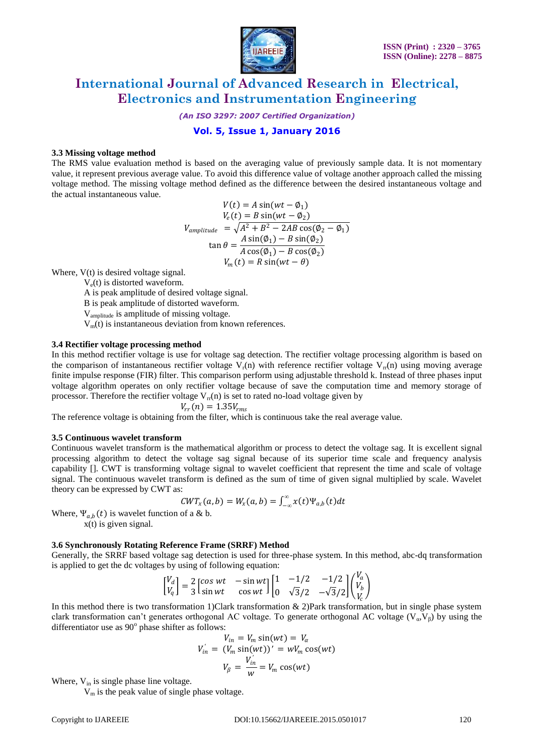### 3.3 Missing voltage method

The RMS value evaluation method is based on the averaging value of previously sample data. It is not momentary value, it represent previous average value. To avoid this difference value of voltage another approach called the missing voltage method. The missing voltage method defined as the difference between the desired instantaneous voltage and the actual instantaneous value.

$$V(t) = A\sin(wt - \emptyset_1)$$

$$V_e(t) = B\sin(wt - \emptyset_2)$$

$$V_{amplitude} = \sqrt{A^2 + B^2 - 2AB\cos(\emptyset_2 - \emptyset_1)}$$

$$\tan\theta = \frac{A\sin(\emptyset_1) - B\sin(\emptyset_2)}{A\cos(\emptyset_1) - B\cos(\emptyset_2)}$$

$$V_m(t) = R\sin(wt - \theta)$$

Where, V(t) is desired voltage signal.

$V_e(t)$ is distorted waveform.

A is peak amplitude of desired voltage signal.

B is peak amplitude of distorted waveform.

$V_{amplitude}$ is amplitude of missing voltage.

$V_m(t)$ is instantaneous deviation from known references.

### 3.4 Rectifier voltage processing method

In this method rectifier voltage is use for voltage sag detection. The rectifier voltage processing algorithm is based on the comparison of instantaneous rectifier voltage $V_r(n)$ with reference rectifier voltage $V_{rr}(n)$ using moving average finite impulse response (FIR) filter. This comparison perform using adjustable threshold k. Instead of three phases input voltage algorithm operates on only rectifier voltage because of save the computation time and memory storage of processor. Therefore the rectifier voltage $V_{rr}(n)$ is set to rated no-load voltage given by

$$V_{rr}(n) = 1.35V_{rms}$$

The reference voltage is obtaining from the filter, which is continuous take the real average value.

### 3.5 Continuous wavelet transform

Continuous wavelet transform is the mathematical algorithm or process to detect the voltage sag. It is excellent signal processing algorithm to detect the voltage sag signal because of its superior time scale and frequency analysis capability []. CWT is transforming voltage signal to wavelet coefficient that represent the time and scale of voltage signal. The continuous wavelet transform is defined as the sum of time of given signal multiplied by scale. Wavelet theory can be expressed by CWT as:

$$CWT_x(a,b) = W_x(a,b) = \int_{-\infty}^{\infty} x(t)\Psi_{a,b}(t)dt$$

Where, $\Psi_{a,b}(t)$ is wavelet function of a & b.

x(t) is given signal.

### 3.6 Synchronously Rotating Reference Frame (SRRF) Method

Generally, the SRRF based voltage sag detection is used for three-phase system. In this method, abc-dq transformation is applied to get the dc voltages by using of following equation:

$$\begin{bmatrix} V_d \\ V_q \end{bmatrix} = \frac{2}{3}\begin{bmatrix} \cos wt & -\sin wt \\ \sin wt & \cos wt \end{bmatrix}\begin{bmatrix} 1 & -1/2 & -1/2 \\ 0 & \sqrt{3}/2 & -\sqrt{3}/2 \end{bmatrix}\begin{pmatrix} V_a \\ V_b \\ V_c \end{pmatrix}$$

In this method there is two transformation 1)Clark transformation & 2)Park transformation, but in single phase system clark transformation can't generates orthogonal AC voltage. To generate orthogonal AC voltage ($V_\alpha$,$V_\beta$) by using the differentiator use as 90$^o$ phase shifter as follows:

$$V_{in} = V_m\sin(wt) = V_\alpha$$

$$V_{in}^{'} = (V_m\sin(wt))' = wV_m\cos(wt)$$

$$V_\beta = \frac{V_{in}^{'}}{w} = V_m\cos(wt)$$

Where, $V_{in}$ is single phase line voltage.

$V_m$ is the peak value of single phase voltage.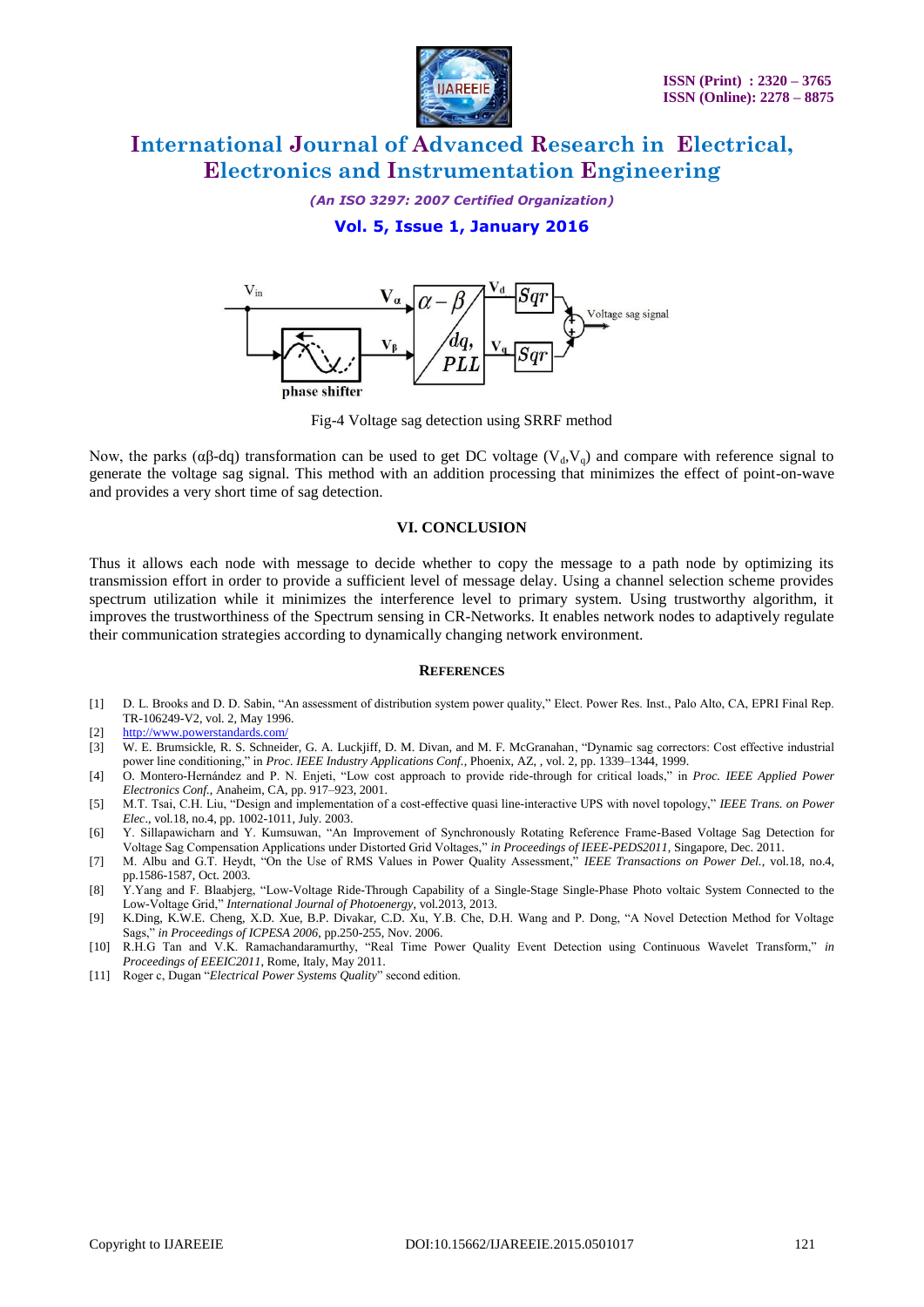$V_{in}$

$V_\alpha$

$V_\beta$

$\alpha - \beta$

$dq,$

$PLL$

$V_d$

$V_q$

$Sqr$

$Sqr$

Voltage sag signal

phase shifter

Fig-4 Voltage sag detection using SRRF method

Now, the parks (αβ-dq) transformation can be used to get DC voltage ($V_d$,$V_q$) and compare with reference signal to generate the voltage sag signal. This method with an addition processing that minimizes the effect of point-on-wave and provides a very short time of sag detection.

## VI. CONCLUSION

Thus it allows each node with message to decide whether to copy the message to a path node by optimizing its transmission effort in order to provide a sufficient level of message delay. Using a channel selection scheme provides spectrum utilization while it minimizes the interference level to primary system. Using trustworthy algorithm, it improves the trustworthiness of the Spectrum sensing in CR-Networks. It enables network nodes to adaptively regulate their communication strategies according to dynamically changing network environment.

## REFERENCES

[1] D. L. Brooks and D. D. Sabin, "An assessment of distribution system power quality," Elect. Power Res. Inst., Palo Alto, CA, EPRI Final Rep. TR-106249-V2, vol. 2, May 1996.

[2] http://www.powerstandards.com/

[3] W. E. Brumsickle, R. S. Schneider, G. A. Luckjiff, D. M. Divan, and M. F. McGranahan, "Dynamic sag correctors: Cost effective industrial power line conditioning," in *Proc. IEEE Industry Applications Conf.*, Phoenix, AZ, , vol. 2, pp. 1339–1344, 1999.

[4] O. Montero-Hernández and P. N. Enjeti, "Low cost approach to provide ride-through for critical loads," in *Proc. IEEE Applied Power Electronics Conf.*, Anaheim, CA, pp. 917–923, 2001.

[5] M.T. Tsai, C.H. Liu, "Design and implementation of a cost-effective quasi line-interactive UPS with novel topology," *IEEE Trans. on Power Elec.*, vol.18, no.4, pp. 1002-1011, July. 2003.

[6] Y. Sillapawicharn and Y. Kumsuwan, "An Improvement of Synchronously Rotating Reference Frame-Based Voltage Sag Detection for Voltage Sag Compensation Applications under Distorted Grid Voltages," *in Proceedings of IEEE-PEDS2011*, Singapore, Dec. 2011.

[7] M. Albu and G.T. Heydt, "On the Use of RMS Values in Power Quality Assessment," *IEEE Transactions on Power Del.*, vol.18, no.4, pp.1586-1587, Oct. 2003.

[8] Y.Yang and F. Blaabjerg, "Low-Voltage Ride-Through Capability of a Single-Stage Single-Phase Photo voltaic System Connected to the Low-Voltage Grid," *International Journal of Photoenergy*, vol.2013, 2013.

[9] K.Ding, K.W.E. Cheng, X.D. Xue, B.P. Divakar, C.D. Xu, Y.B. Che, D.H. Wang and P. Dong, "A Novel Detection Method for Voltage Sags," *in Proceedings of ICPESA 2006*, pp.250-255, Nov. 2006.

[10] R.H.G Tan and V.K. Ramachandaramurthy, "Real Time Power Quality Event Detection using Continuous Wavelet Transform," *in Proceedings of EEEIC2011*, Rome, Italy, May 2011.

[11] Roger c, Dugan "*Electrical Power Systems Quality*" second edition.